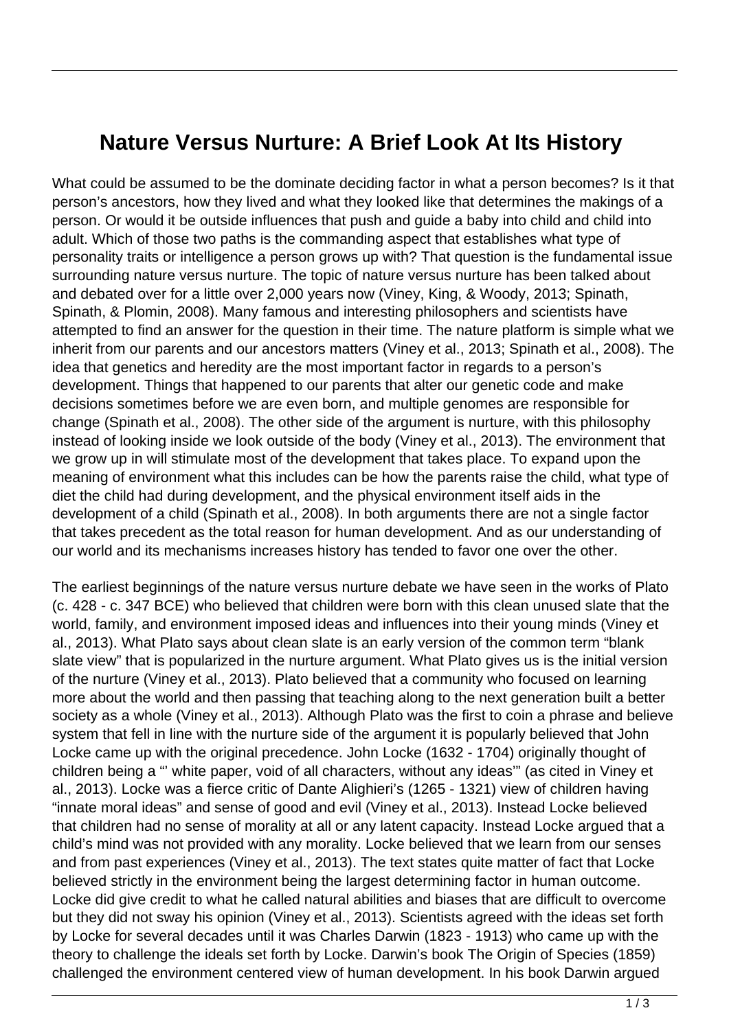# Nature Versus Nurture: A Brief Look At Its History

What could be assumed to be the dominate deciding factor in what a person becomes? Is it that person's ancestors, how they lived and what they looked like that determines the makings of a person. Or would it be outside influences that push and guide a baby into child and child into adult. Which of those two paths is the commanding aspect that establishes what type of personality traits or intelligence a person grows up with? That question is the fundamental issue surrounding nature versus nurture. The topic of nature versus nurture has been talked about and debated over for a little over 2,000 years now (Viney, King, & Woody, 2013; Spinath, Spinath, & Plomin, 2008). Many famous and interesting philosophers and scientists have attempted to find an answer for the question in their time. The nature platform is simple what we inherit from our parents and our ancestors matters (Viney et al., 2013; Spinath et al., 2008). The idea that genetics and heredity are the most important factor in regards to a person's development. Things that happened to our parents that alter our genetic code and make decisions sometimes before we are even born, and multiple genomes are responsible for change (Spinath et al., 2008). The other side of the argument is nurture, with this philosophy instead of looking inside we look outside of the body (Viney et al., 2013). The environment that we grow up in will stimulate most of the development that takes place. To expand upon the meaning of environment what this includes can be how the parents raise the child, what type of diet the child had during development, and the physical environment itself aids in the development of a child (Spinath et al., 2008). In both arguments there are not a single factor that takes precedent as the total reason for human development. And as our understanding of our world and its mechanisms increases history has tended to favor one over the other.

The earliest beginnings of the nature versus nurture debate we have seen in the works of Plato (c. 428 - c. 347 BCE) who believed that children were born with this clean unused slate that the world, family, and environment imposed ideas and influences into their young minds (Viney et al., 2013). What Plato says about clean slate is an early version of the common term "blank slate view" that is popularized in the nurture argument. What Plato gives us is the initial version of the nurture (Viney et al., 2013). Plato believed that a community who focused on learning more about the world and then passing that teaching along to the next generation built a better society as a whole (Viney et al., 2013). Although Plato was the first to coin a phrase and believe system that fell in line with the nurture side of the argument it is popularly believed that John Locke came up with the original precedence. John Locke (1632 - 1704) originally thought of children being a "' white paper, void of all characters, without any ideas'" (as cited in Viney et al., 2013). Locke was a fierce critic of Dante Alighieri's (1265 - 1321) view of children having "innate moral ideas" and sense of good and evil (Viney et al., 2013). Instead Locke believed that children had no sense of morality at all or any latent capacity. Instead Locke argued that a child's mind was not provided with any morality. Locke believed that we learn from our senses and from past experiences (Viney et al., 2013). The text states quite matter of fact that Locke believed strictly in the environment being the largest determining factor in human outcome. Locke did give credit to what he called natural abilities and biases that are difficult to overcome but they did not sway his opinion (Viney et al., 2013). Scientists agreed with the ideas set forth by Locke for several decades until it was Charles Darwin (1823 - 1913) who came up with the theory to challenge the ideals set forth by Locke. Darwin's book The Origin of Species (1859) challenged the environment centered view of human development. In his book Darwin argued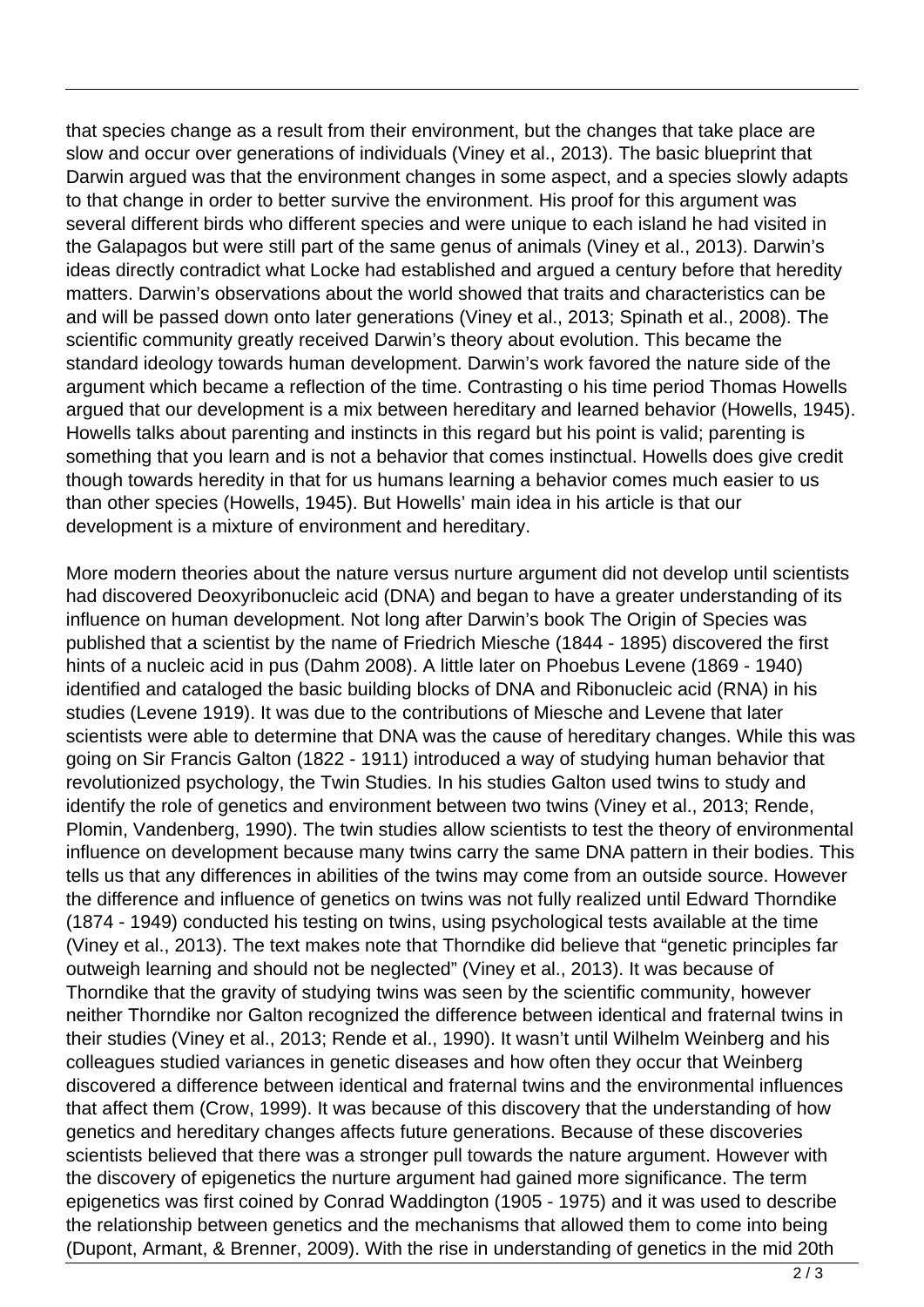that species change as a result from their environment, but the changes that take place are slow and occur over generations of individuals (Viney et al., 2013). The basic blueprint that Darwin argued was that the environment changes in some aspect, and a species slowly adapts to that change in order to better survive the environment. His proof for this argument was several different birds who different species and were unique to each island he had visited in the Galapagos but were still part of the same genus of animals (Viney et al., 2013). Darwin's ideas directly contradict what Locke had established and argued a century before that heredity matters. Darwin's observations about the world showed that traits and characteristics can be and will be passed down onto later generations (Viney et al., 2013; Spinath et al., 2008). The scientific community greatly received Darwin's theory about evolution. This became the standard ideology towards human development. Darwin's work favored the nature side of the argument which became a reflection of the time. Contrasting o his time period Thomas Howells argued that our development is a mix between hereditary and learned behavior (Howells, 1945). Howells talks about parenting and instincts in this regard but his point is valid; parenting is something that you learn and is not a behavior that comes instinctual. Howells does give credit though towards heredity in that for us humans learning a behavior comes much easier to us than other species (Howells, 1945). But Howells' main idea in his article is that our development is a mixture of environment and hereditary.

More modern theories about the nature versus nurture argument did not develop until scientists had discovered Deoxyribonucleic acid (DNA) and began to have a greater understanding of its influence on human development. Not long after Darwin's book The Origin of Species was published that a scientist by the name of Friedrich Miesche (1844 - 1895) discovered the first hints of a nucleic acid in pus (Dahm 2008). A little later on Phoebus Levene (1869 - 1940) identified and cataloged the basic building blocks of DNA and Ribonucleic acid (RNA) in his studies (Levene 1919). It was due to the contributions of Miesche and Levene that later scientists were able to determine that DNA was the cause of hereditary changes. While this was going on Sir Francis Galton (1822 - 1911) introduced a way of studying human behavior that revolutionized psychology, the Twin Studies. In his studies Galton used twins to study and identify the role of genetics and environment between two twins (Viney et al., 2013; Rende, Plomin, Vandenberg, 1990). The twin studies allow scientists to test the theory of environmental influence on development because many twins carry the same DNA pattern in their bodies. This tells us that any differences in abilities of the twins may come from an outside source. However the difference and influence of genetics on twins was not fully realized until Edward Thorndike (1874 - 1949) conducted his testing on twins, using psychological tests available at the time (Viney et al., 2013). The text makes note that Thorndike did believe that "genetic principles far outweigh learning and should not be neglected" (Viney et al., 2013). It was because of Thorndike that the gravity of studying twins was seen by the scientific community, however neither Thorndike nor Galton recognized the difference between identical and fraternal twins in their studies (Viney et al., 2013; Rende et al., 1990). It wasn't until Wilhelm Weinberg and his colleagues studied variances in genetic diseases and how often they occur that Weinberg discovered a difference between identical and fraternal twins and the environmental influences that affect them (Crow, 1999). It was because of this discovery that the understanding of how genetics and hereditary changes affects future generations. Because of these discoveries scientists believed that there was a stronger pull towards the nature argument. However with the discovery of epigenetics the nurture argument had gained more significance. The term epigenetics was first coined by Conrad Waddington (1905 - 1975) and it was used to describe the relationship between genetics and the mechanisms that allowed them to come into being (Dupont, Armant, & Brenner, 2009). With the rise in understanding of genetics in the mid 20th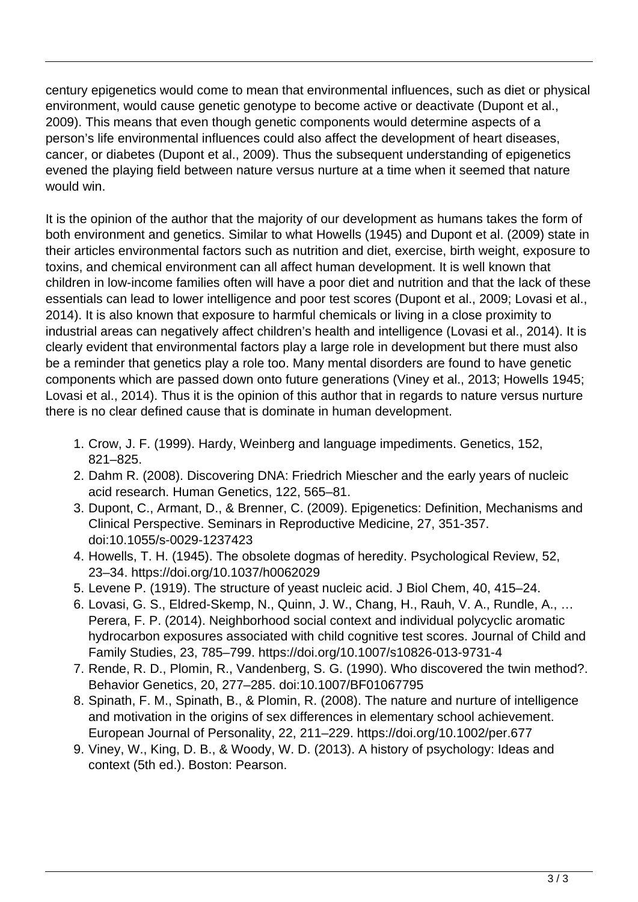century epigenetics would come to mean that environmental influences, such as diet or physical environment, would cause genetic genotype to become active or deactivate (Dupont et al., 2009). This means that even though genetic components would determine aspects of a person's life environmental influences could also affect the development of heart diseases, cancer, or diabetes (Dupont et al., 2009). Thus the subsequent understanding of epigenetics evened the playing field between nature versus nurture at a time when it seemed that nature would win.

It is the opinion of the author that the majority of our development as humans takes the form of both environment and genetics. Similar to what Howells (1945) and Dupont et al. (2009) state in their articles environmental factors such as nutrition and diet, exercise, birth weight, exposure to toxins, and chemical environment can all affect human development. It is well known that children in low-income families often will have a poor diet and nutrition and that the lack of these essentials can lead to lower intelligence and poor test scores (Dupont et al., 2009; Lovasi et al., 2014). It is also known that exposure to harmful chemicals or living in a close proximity to industrial areas can negatively affect children's health and intelligence (Lovasi et al., 2014). It is clearly evident that environmental factors play a large role in development but there must also be a reminder that genetics play a role too. Many mental disorders are found to have genetic components which are passed down onto future generations (Viney et al., 2013; Howells 1945; Lovasi et al., 2014). Thus it is the opinion of this author that in regards to nature versus nurture there is no clear defined cause that is dominate in human development.

1. Crow, J. F. (1999). Hardy, Weinberg and language impediments. Genetics, 152, 821–825.
2. Dahm R. (2008). Discovering DNA: Friedrich Miescher and the early years of nucleic acid research. Human Genetics, 122, 565–81.
3. Dupont, C., Armant, D., & Brenner, C. (2009). Epigenetics: Definition, Mechanisms and Clinical Perspective. Seminars in Reproductive Medicine, 27, 351-357. doi:10.1055/s-0029-1237423
4. Howells, T. H. (1945). The obsolete dogmas of heredity. Psychological Review, 52, 23–34. https://doi.org/10.1037/h0062029
5. Levene P. (1919). The structure of yeast nucleic acid. J Biol Chem, 40, 415–24.
6. Lovasi, G. S., Eldred-Skemp, N., Quinn, J. W., Chang, H., Rauh, V. A., Rundle, A., … Perera, F. P. (2014). Neighborhood social context and individual polycyclic aromatic hydrocarbon exposures associated with child cognitive test scores. Journal of Child and Family Studies, 23, 785–799. https://doi.org/10.1007/s10826-013-9731-4
7. Rende, R. D., Plomin, R., Vandenberg, S. G. (1990). Who discovered the twin method?. Behavior Genetics, 20, 277–285. doi:10.1007/BF01067795
8. Spinath, F. M., Spinath, B., & Plomin, R. (2008). The nature and nurture of intelligence and motivation in the origins of sex differences in elementary school achievement. European Journal of Personality, 22, 211–229. https://doi.org/10.1002/per.677
9. Viney, W., King, D. B., & Woody, W. D. (2013). A history of psychology: Ideas and context (5th ed.). Boston: Pearson.